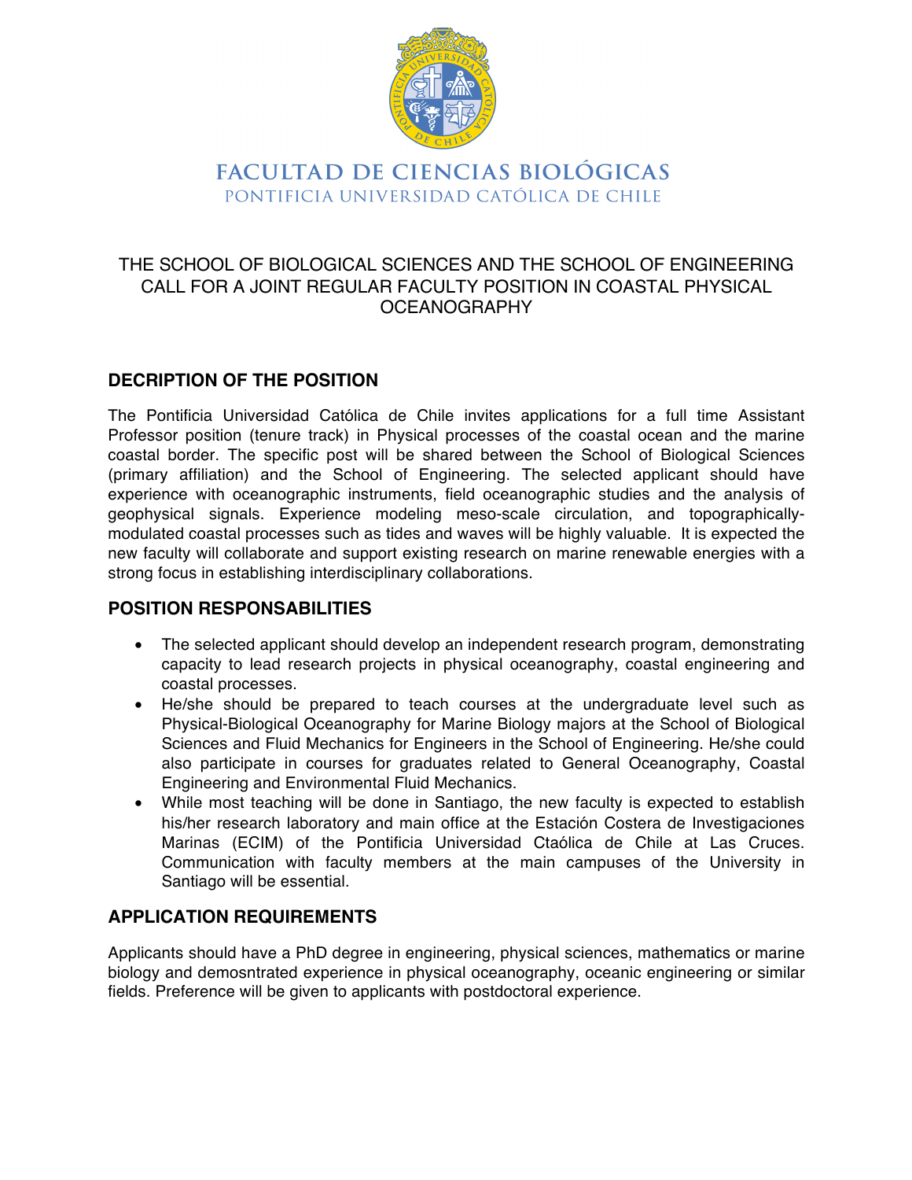# FACULTAD DE CIENCIAS BIOLÓGICAS
PONTIFICIA UNIVERSIDAD CATÓLICA DE CHILE

THE SCHOOL OF BIOLOGICAL SCIENCES AND THE SCHOOL OF ENGINEERING CALL FOR A JOINT REGULAR FACULTY POSITION IN COASTAL PHYSICAL OCEANOGRAPHY

## DECRIPTION OF THE POSITION

The Pontificia Universidad Católica de Chile invites applications for a full time Assistant Professor position (tenure track) in Physical processes of the coastal ocean and the marine coastal border. The specific post will be shared between the School of Biological Sciences (primary affiliation) and the School of Engineering. The selected applicant should have experience with oceanographic instruments, field oceanographic studies and the analysis of geophysical signals. Experience modeling meso-scale circulation, and topographically-modulated coastal processes such as tides and waves will be highly valuable. It is expected the new faculty will collaborate and support existing research on marine renewable energies with a strong focus in establishing interdisciplinary collaborations.

## POSITION RESPONSABILITIES

- The selected applicant should develop an independent research program, demonstrating capacity to lead research projects in physical oceanography, coastal engineering and coastal processes.
- He/she should be prepared to teach courses at the undergraduate level such as Physical-Biological Oceanography for Marine Biology majors at the School of Biological Sciences and Fluid Mechanics for Engineers in the School of Engineering. He/she could also participate in courses for graduates related to General Oceanography, Coastal Engineering and Environmental Fluid Mechanics.
- While most teaching will be done in Santiago, the new faculty is expected to establish his/her research laboratory and main office at the Estación Costera de Investigaciones Marinas (ECIM) of the Pontificia Universidad Ctaólica de Chile at Las Cruces. Communication with faculty members at the main campuses of the University in Santiago will be essential.

## APPLICATION REQUIREMENTS

Applicants should have a PhD degree in engineering, physical sciences, mathematics or marine biology and demosntrated experience in physical oceanography, oceanic engineering or similar fields. Preference will be given to applicants with postdoctoral experience.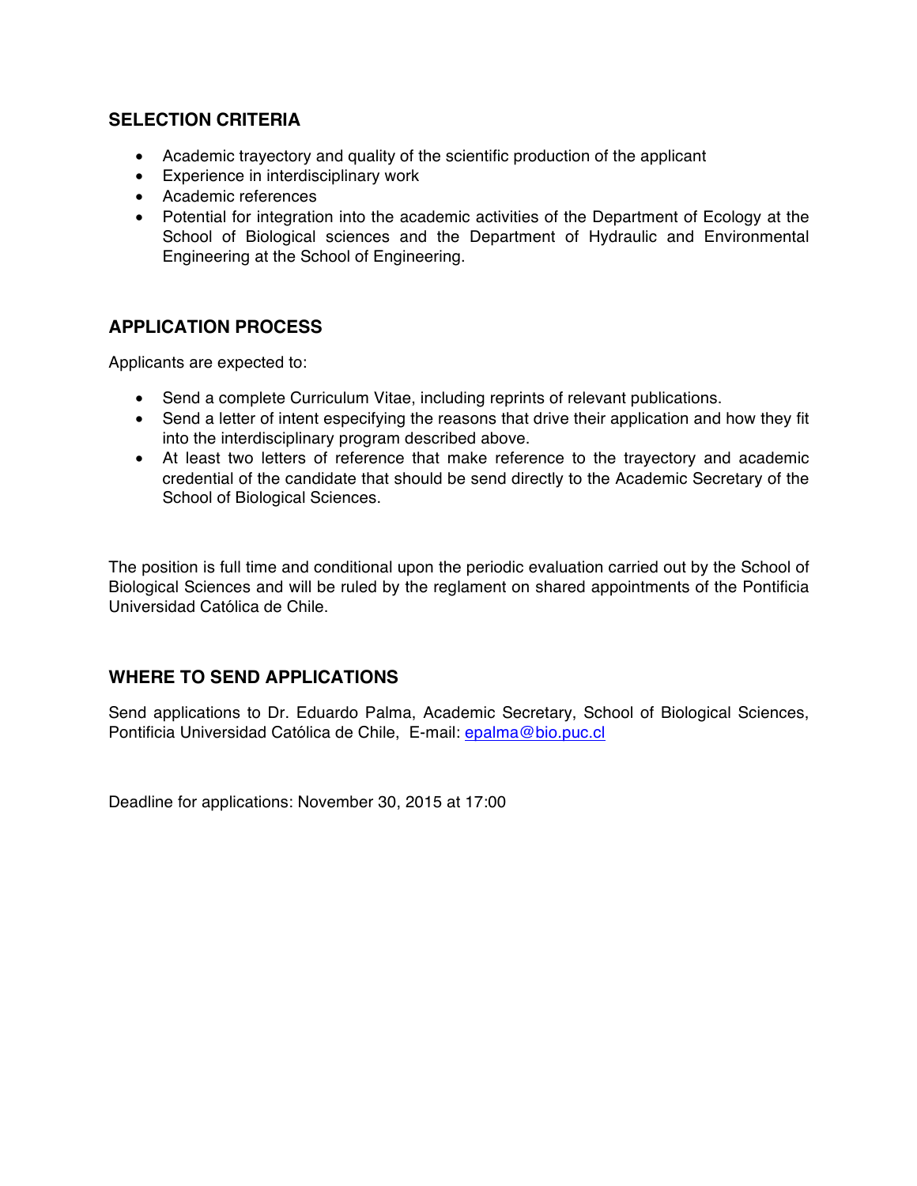## SELECTION CRITERIA

- Academic trayectory and quality of the scientific production of the applicant
- Experience in interdisciplinary work
- Academic references
- Potential for integration into the academic activities of the Department of Ecology at the School of Biological sciences and the Department of Hydraulic and Environmental Engineering at the School of Engineering.

## APPLICATION PROCESS

Applicants are expected to:

- Send a complete Curriculum Vitae, including reprints of relevant publications.
- Send a letter of intent especifying the reasons that drive their application and how they fit into the interdisciplinary program described above.
- At least two letters of reference that make reference to the trayectory and academic credential of the candidate that should be send directly to the Academic Secretary of the School of Biological Sciences.

The position is full time and conditional upon the periodic evaluation carried out by the School of Biological Sciences and will be ruled by the reglament on shared appointments of the Pontificia Universidad Católica de Chile.

## WHERE TO SEND APPLICATIONS

Send applications to Dr. Eduardo Palma, Academic Secretary, School of Biological Sciences, Pontificia Universidad Católica de Chile, E-mail: epalma@bio.puc.cl

Deadline for applications: November 30, 2015 at 17:00